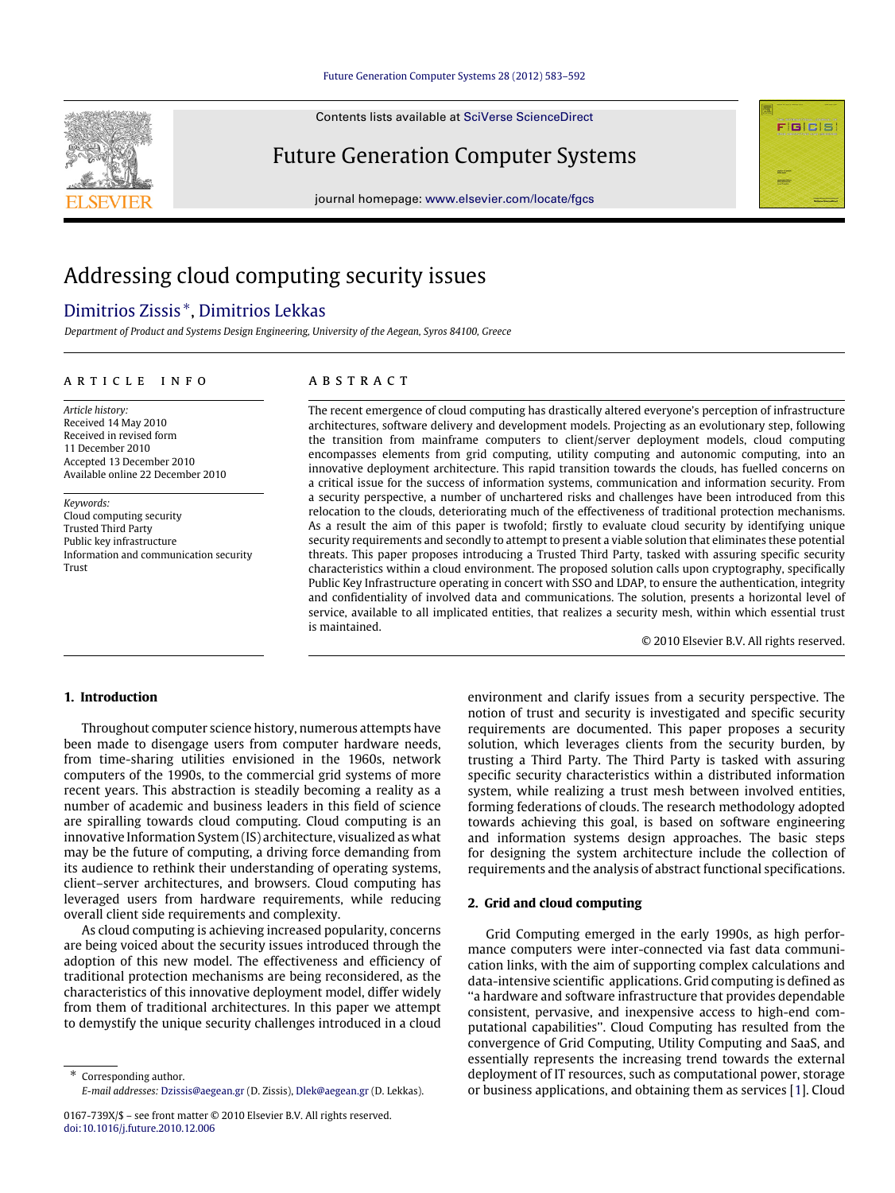# Addressing cloud computing security issues

Dimitrios Zissis [*], Dimitrios Lekkas

*Department of Product and Systems Design Engineering, University of the Aegean, Syros 84100, Greece*

**ARTICLE INFO**

*Article history:*
Received 14 May 2010
Received in revised form
11 December 2010
Accepted 13 December 2010
Available online 22 December 2010

*Keywords:*
Cloud computing security
Trusted Third Party
Public key infrastructure
Information and communication security
Trust

**ABSTRACT**

The recent emergence of cloud computing has drastically altered everyone's perception of infrastructure architectures, software delivery and development models. Projecting as an evolutionary step, following the transition from mainframe computers to client/server deployment models, cloud computing encompasses elements from grid computing, utility computing and autonomic computing, into an innovative deployment architecture. This rapid transition towards the clouds, has fuelled concerns on a critical issue for the success of information systems, communication and information security. From a security perspective, a number of unchartered risks and challenges have been introduced from this relocation to the clouds, deteriorating much of the effectiveness of traditional protection mechanisms. As a result the aim of this paper is twofold; firstly to evaluate cloud security by identifying unique security requirements and secondly to attempt to present a viable solution that eliminates these potential threats. This paper proposes introducing a Trusted Third Party, tasked with assuring specific security characteristics within a cloud environment. The proposed solution calls upon cryptography, specifically Public Key Infrastructure operating in concert with SSO and LDAP, to ensure the authentication, integrity and confidentiality of involved data and communications. The solution, presents a horizontal level of service, available to all implicated entities, that realizes a security mesh, within which essential trust is maintained.

© 2010 Elsevier B.V. All rights reserved.

## 1. Introduction

Throughout computer science history, numerous attempts have been made to disengage users from computer hardware needs, from time-sharing utilities envisioned in the 1960s, network computers of the 1990s, to the commercial grid systems of more recent years. This abstraction is steadily becoming a reality as a number of academic and business leaders in this field of science are spiralling towards cloud computing. Cloud computing is an innovative Information System (IS) architecture, visualized as what may be the future of computing, a driving force demanding from its audience to rethink their understanding of operating systems, client–server architectures, and browsers. Cloud computing has leveraged users from hardware requirements, while reducing overall client side requirements and complexity.

As cloud computing is achieving increased popularity, concerns are being voiced about the security issues introduced through the adoption of this new model. The effectiveness and efficiency of traditional protection mechanisms are being reconsidered, as the characteristics of this innovative deployment model, differ widely from them of traditional architectures. In this paper we attempt to demystify the unique security challenges introduced in a cloud environment and clarify issues from a security perspective. The notion of trust and security is investigated and specific security requirements are documented. This paper proposes a security solution, which leverages clients from the security burden, by trusting a Third Party. The Third Party is tasked with assuring specific security characteristics within a distributed information system, while realizing a trust mesh between involved entities, forming federations of clouds. The research methodology adopted towards achieving this goal, is based on software engineering and information systems design approaches. The basic steps for designing the system architecture include the collection of requirements and the analysis of abstract functional specifications.

## 2. Grid and cloud computing

Grid Computing emerged in the early 1990s, as high performance computers were inter-connected via fast data communication links, with the aim of supporting complex calculations and data-intensive scientific applications. Grid computing is defined as "a hardware and software infrastructure that provides dependable consistent, pervasive, and inexpensive access to high-end computational capabilities". Cloud Computing has resulted from the convergence of Grid Computing, Utility Computing and SaaS, and essentially represents the increasing trend towards the external deployment of IT resources, such as computational power, storage or business applications, and obtaining them as services [1]. Cloud

[*] Corresponding author.
*E-mail addresses:* Dzissis@aegean.gr (D. Zissis), Dlek@aegean.gr (D. Lekkas).

0167-739X/$ – see front matter © 2010 Elsevier B.V. All rights reserved.
doi:10.1016/j.future.2010.12.006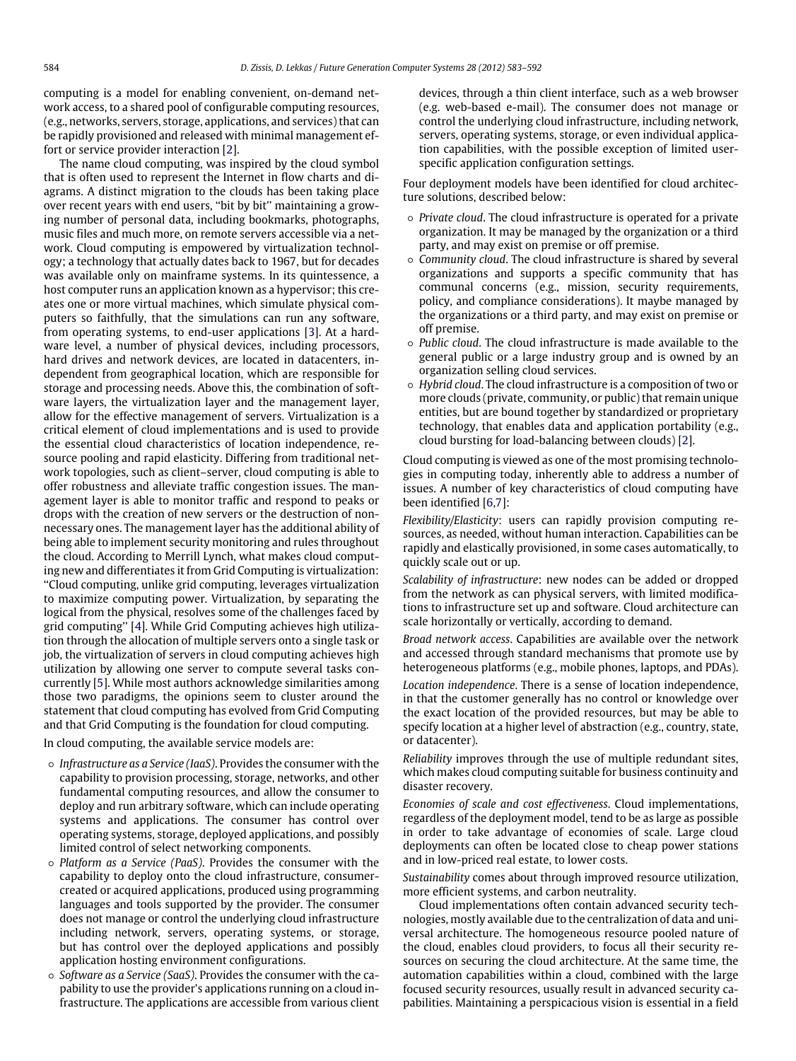computing is a model for enabling convenient, on-demand network access, to a shared pool of configurable computing resources, (e.g., networks, servers, storage, applications, and services) that can be rapidly provisioned and released with minimal management effort or service provider interaction [2].

The name cloud computing, was inspired by the cloud symbol that is often used to represent the Internet in flow charts and diagrams. A distinct migration to the clouds has been taking place over recent years with end users, "bit by bit" maintaining a growing number of personal data, including bookmarks, photographs, music files and much more, on remote servers accessible via a network. Cloud computing is empowered by virtualization technology; a technology that actually dates back to 1967, but for decades was available only on mainframe systems. In its quintessence, a host computer runs an application known as a hypervisor; this creates one or more virtual machines, which simulate physical computers so faithfully, that the simulations can run any software, from operating systems, to end-user applications [3]. At a hardware level, a number of physical devices, including processors, hard drives and network devices, are located in datacenters, independent from geographical location, which are responsible for storage and processing needs. Above this, the combination of software layers, the virtualization layer and the management layer, allow for the effective management of servers. Virtualization is a critical element of cloud implementations and is used to provide the essential cloud characteristics of location independence, resource pooling and rapid elasticity. Differing from traditional network topologies, such as client–server, cloud computing is able to offer robustness and alleviate traffic congestion issues. The management layer is able to monitor traffic and respond to peaks or drops with the creation of new servers or the destruction of non-necessary ones. The management layer has the additional ability of being able to implement security monitoring and rules throughout the cloud. According to Merrill Lynch, what makes cloud computing new and differentiates it from Grid Computing is virtualization: "Cloud computing, unlike grid computing, leverages virtualization to maximize computing power. Virtualization, by separating the logical from the physical, resolves some of the challenges faced by grid computing" [4]. While Grid Computing achieves high utilization through the allocation of multiple servers onto a single task or job, the virtualization of servers in cloud computing achieves high utilization by allowing one server to compute several tasks concurrently [5]. While most authors acknowledge similarities among those two paradigms, the opinions seem to cluster around the statement that cloud computing has evolved from Grid Computing and that Grid Computing is the foundation for cloud computing.

In cloud computing, the available service models are:

- *Infrastructure as a Service (IaaS)*. Provides the consumer with the capability to provision processing, storage, networks, and other fundamental computing resources, and allow the consumer to deploy and run arbitrary software, which can include operating systems and applications. The consumer has control over operating systems, storage, deployed applications, and possibly limited control of select networking components.
- *Platform as a Service (PaaS)*. Provides the consumer with the capability to deploy onto the cloud infrastructure, consumer-created or acquired applications, produced using programming languages and tools supported by the provider. The consumer does not manage or control the underlying cloud infrastructure including network, servers, operating systems, or storage, but has control over the deployed applications and possibly application hosting environment configurations.
- *Software as a Service (SaaS)*. Provides the consumer with the capability to use the provider's applications running on a cloud infrastructure. The applications are accessible from various client devices, through a thin client interface, such as a web browser (e.g. web-based e-mail). The consumer does not manage or control the underlying cloud infrastructure, including network, servers, operating systems, storage, or even individual application capabilities, with the possible exception of limited user-specific application configuration settings.

Four deployment models have been identified for cloud architecture solutions, described below:

- *Private cloud*. The cloud infrastructure is operated for a private organization. It may be managed by the organization or a third party, and may exist on premise or off premise.
- *Community cloud*. The cloud infrastructure is shared by several organizations and supports a specific community that has communal concerns (e.g., mission, security requirements, policy, and compliance considerations). It maybe managed by the organizations or a third party, and may exist on premise or off premise.
- *Public cloud*. The cloud infrastructure is made available to the general public or a large industry group and is owned by an organization selling cloud services.
- *Hybrid cloud*. The cloud infrastructure is a composition of two or more clouds (private, community, or public) that remain unique entities, but are bound together by standardized or proprietary technology, that enables data and application portability (e.g., cloud bursting for load-balancing between clouds) [2].

Cloud computing is viewed as one of the most promising technologies in computing today, inherently able to address a number of issues. A number of key characteristics of cloud computing have been identified [6,7]:

*Flexibility/Elasticity*: users can rapidly provision computing resources, as needed, without human interaction. Capabilities can be rapidly and elastically provisioned, in some cases automatically, to quickly scale out or up.

*Scalability of infrastructure*: new nodes can be added or dropped from the network as can physical servers, with limited modifications to infrastructure set up and software. Cloud architecture can scale horizontally or vertically, according to demand.

*Broad network access*. Capabilities are available over the network and accessed through standard mechanisms that promote use by heterogeneous platforms (e.g., mobile phones, laptops, and PDAs).

*Location independence*. There is a sense of location independence, in that the customer generally has no control or knowledge over the exact location of the provided resources, but may be able to specify location at a higher level of abstraction (e.g., country, state, or datacenter).

*Reliability* improves through the use of multiple redundant sites, which makes cloud computing suitable for business continuity and disaster recovery.

*Economies of scale and cost effectiveness*. Cloud implementations, regardless of the deployment model, tend to be as large as possible in order to take advantage of economies of scale. Large cloud deployments can often be located close to cheap power stations and in low-priced real estate, to lower costs.

*Sustainability* comes about through improved resource utilization, more efficient systems, and carbon neutrality.

Cloud implementations often contain advanced security technologies, mostly available due to the centralization of data and universal architecture. The homogeneous resource pooled nature of the cloud, enables cloud providers, to focus all their security resources on securing the cloud architecture. At the same time, the automation capabilities within a cloud, combined with the large focused security resources, usually result in advanced security capabilities. Maintaining a perspicacious vision is essential in a field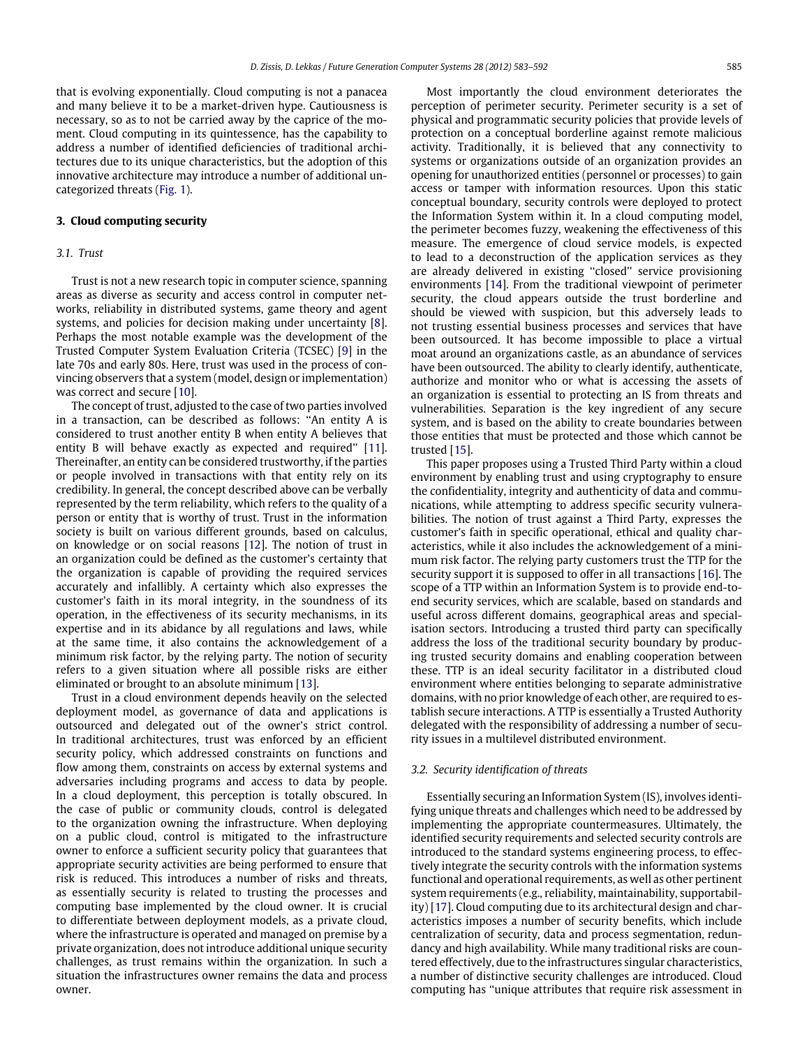that is evolving exponentially. Cloud computing is not a panacea and many believe it to be a market-driven hype. Cautiousness is necessary, so as to not be carried away by the caprice of the moment. Cloud computing in its quintessence, has the capability to address a number of identified deficiencies of traditional architectures due to its unique characteristics, but the adoption of this innovative architecture may introduce a number of additional uncategorized threats (Fig. 1).

## 3. Cloud computing security

### 3.1. Trust

Trust is not a new research topic in computer science, spanning areas as diverse as security and access control in computer networks, reliability in distributed systems, game theory and agent systems, and policies for decision making under uncertainty [8]. Perhaps the most notable example was the development of the Trusted Computer System Evaluation Criteria (TCSEC) [9] in the late 70s and early 80s. Here, trust was used in the process of convincing observers that a system (model, design or implementation) was correct and secure [10].

The concept of trust, adjusted to the case of two parties involved in a transaction, can be described as follows: "An entity A is considered to trust another entity B when entity A believes that entity B will behave exactly as expected and required" [11]. Thereinafter, an entity can be considered trustworthy, if the parties or people involved in transactions with that entity rely on its credibility. In general, the concept described above can be verbally represented by the term reliability, which refers to the quality of a person or entity that is worthy of trust. Trust in the information society is built on various different grounds, based on calculus, on knowledge or on social reasons [12]. The notion of trust in an organization could be defined as the customer's certainty that the organization is capable of providing the required services accurately and infallibly. A certainty which also expresses the customer's faith in its moral integrity, in the soundness of its operation, in the effectiveness of its security mechanisms, in its expertise and in its abidance by all regulations and laws, while at the same time, it also contains the acknowledgement of a minimum risk factor, by the relying party. The notion of security refers to a given situation where all possible risks are either eliminated or brought to an absolute minimum [13].

Trust in a cloud environment depends heavily on the selected deployment model, as governance of data and applications is outsourced and delegated out of the owner's strict control. In traditional architectures, trust was enforced by an efficient security policy, which addressed constraints on functions and flow among them, constraints on access by external systems and adversaries including programs and access to data by people. In a cloud deployment, this perception is totally obscured. In the case of public or community clouds, control is delegated to the organization owning the infrastructure. When deploying on a public cloud, control is mitigated to the infrastructure owner to enforce a sufficient security policy that guarantees that appropriate security activities are being performed to ensure that risk is reduced. This introduces a number of risks and threats, as essentially security is related to trusting the processes and computing base implemented by the cloud owner. It is crucial to differentiate between deployment models, as a private cloud, where the infrastructure is operated and managed on premise by a private organization, does not introduce additional unique security challenges, as trust remains within the organization. In such a situation the infrastructures owner remains the data and process owner.

Most importantly the cloud environment deteriorates the perception of perimeter security. Perimeter security is a set of physical and programmatic security policies that provide levels of protection on a conceptual borderline against remote malicious activity. Traditionally, it is believed that any connectivity to systems or organizations outside of an organization provides an opening for unauthorized entities (personnel or processes) to gain access or tamper with information resources. Upon this static conceptual boundary, security controls were deployed to protect the Information System within it. In a cloud computing model, the perimeter becomes fuzzy, weakening the effectiveness of this measure. The emergence of cloud service models, is expected to lead to a deconstruction of the application services as they are already delivered in existing "closed" service provisioning environments [14]. From the traditional viewpoint of perimeter security, the cloud appears outside the trust borderline and should be viewed with suspicion, but this adversely leads to not trusting essential business processes and services that have been outsourced. It has become impossible to place a virtual moat around an organizations castle, as an abundance of services have been outsourced. The ability to clearly identify, authenticate, authorize and monitor who or what is accessing the assets of an organization is essential to protecting an IS from threats and vulnerabilities. Separation is the key ingredient of any secure system, and is based on the ability to create boundaries between those entities that must be protected and those which cannot be trusted [15].

This paper proposes using a Trusted Third Party within a cloud environment by enabling trust and using cryptography to ensure the confidentiality, integrity and authenticity of data and communications, while attempting to address specific security vulnerabilities. The notion of trust against a Third Party, expresses the customer's faith in specific operational, ethical and quality characteristics, while it also includes the acknowledgement of a minimum risk factor. The relying party customers trust the TTP for the security support it is supposed to offer in all transactions [16]. The scope of a TTP within an Information System is to provide end-to-end security services, which are scalable, based on standards and useful across different domains, geographical areas and specialisation sectors. Introducing a trusted third party can specifically address the loss of the traditional security boundary by producing trusted security domains and enabling cooperation between these. TTP is an ideal security facilitator in a distributed cloud environment where entities belonging to separate administrative domains, with no prior knowledge of each other, are required to establish secure interactions. A TTP is essentially a Trusted Authority delegated with the responsibility of addressing a number of security issues in a multilevel distributed environment.

### 3.2. Security identification of threats

Essentially securing an Information System (IS), involves identifying unique threats and challenges which need to be addressed by implementing the appropriate countermeasures. Ultimately, the identified security requirements and selected security controls are introduced to the standard systems engineering process, to effectively integrate the security controls with the information systems functional and operational requirements, as well as other pertinent system requirements (e.g., reliability, maintainability, supportability) [17]. Cloud computing due to its architectural design and characteristics imposes a number of security benefits, which include centralization of security, data and process segmentation, redundancy and high availability. While many traditional risks are countered effectively, due to the infrastructures singular characteristics, a number of distinctive security challenges are introduced. Cloud computing has "unique attributes that require risk assessment in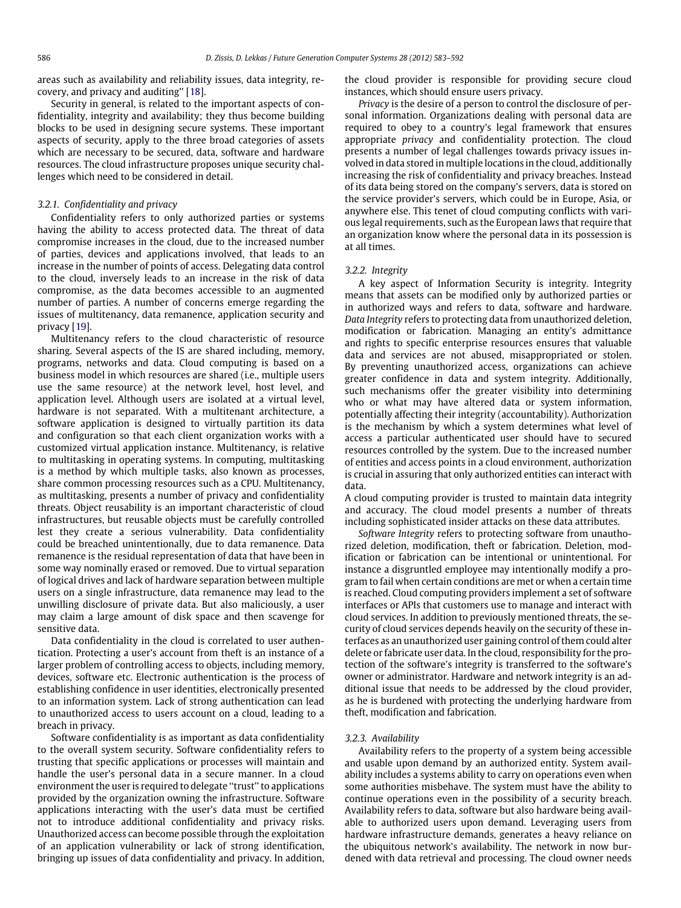areas such as availability and reliability issues, data integrity, recovery, and privacy and auditing'' [18].

Security in general, is related to the important aspects of confidentiality, integrity and availability; they thus become building blocks to be used in designing secure systems. These important aspects of security, apply to the three broad categories of assets which are necessary to be secured, data, software and hardware resources. The cloud infrastructure proposes unique security challenges which need to be considered in detail.

#### 3.2.1. Confidentiality and privacy

Confidentiality refers to only authorized parties or systems having the ability to access protected data. The threat of data compromise increases in the cloud, due to the increased number of parties, devices and applications involved, that leads to an increase in the number of points of access. Delegating data control to the cloud, inversely leads to an increase in the risk of data compromise, as the data becomes accessible to an augmented number of parties. A number of concerns emerge regarding the issues of multitenancy, data remanence, application security and privacy [19].

Multitenancy refers to the cloud characteristic of resource sharing. Several aspects of the IS are shared including, memory, programs, networks and data. Cloud computing is based on a business model in which resources are shared (i.e., multiple users use the same resource) at the network level, host level, and application level. Although users are isolated at a virtual level, hardware is not separated. With a multitenant architecture, a software application is designed to virtually partition its data and configuration so that each client organization works with a customized virtual application instance. Multitenancy, is relative to multitasking in operating systems. In computing, multitasking is a method by which multiple tasks, also known as processes, share common processing resources such as a CPU. Multitenancy, as multitasking, presents a number of privacy and confidentiality threats. Object reusability is an important characteristic of cloud infrastructures, but reusable objects must be carefully controlled lest they create a serious vulnerability. Data confidentiality could be breached unintentionally, due to data remanence. Data remanence is the residual representation of data that have been in some way nominally erased or removed. Due to virtual separation of logical drives and lack of hardware separation between multiple users on a single infrastructure, data remanence may lead to the unwilling disclosure of private data. But also maliciously, a user may claim a large amount of disk space and then scavenge for sensitive data.

Data confidentiality in the cloud is correlated to user authentication. Protecting a user's account from theft is an instance of a larger problem of controlling access to objects, including memory, devices, software etc. Electronic authentication is the process of establishing confidence in user identities, electronically presented to an information system. Lack of strong authentication can lead to unauthorized access to users account on a cloud, leading to a breach in privacy.

Software confidentiality is as important as data confidentiality to the overall system security. Software confidentiality refers to trusting that specific applications or processes will maintain and handle the user's personal data in a secure manner. In a cloud environment the user is required to delegate ''trust'' to applications provided by the organization owning the infrastructure. Software applications interacting with the user's data must be certified not to introduce additional confidentiality and privacy risks. Unauthorized access can become possible through the exploitation of an application vulnerability or lack of strong identification, bringing up issues of data confidentiality and privacy. In addition, the cloud provider is responsible for providing secure cloud instances, which should ensure users privacy.

*Privacy* is the desire of a person to control the disclosure of personal information. Organizations dealing with personal data are required to obey to a country's legal framework that ensures appropriate *privacy* and confidentiality protection. The cloud presents a number of legal challenges towards privacy issues involved in data stored in multiple locations in the cloud, additionally increasing the risk of confidentiality and privacy breaches. Instead of its data being stored on the company's servers, data is stored on the service provider's servers, which could be in Europe, Asia, or anywhere else. This tenet of cloud computing conflicts with various legal requirements, such as the European laws that require that an organization know where the personal data in its possession is at all times.

#### 3.2.2. Integrity

A key aspect of Information Security is integrity. Integrity means that assets can be modified only by authorized parties or in authorized ways and refers to data, software and hardware. *Data Integrity* refers to protecting data from unauthorized deletion, modification or fabrication. Managing an entity's admittance and rights to specific enterprise resources ensures that valuable data and services are not abused, misappropriated or stolen. By preventing unauthorized access, organizations can achieve greater confidence in data and system integrity. Additionally, such mechanisms offer the greater visibility into determining who or what may have altered data or system information, potentially affecting their integrity (accountability). Authorization is the mechanism by which a system determines what level of access a particular authenticated user should have to secured resources controlled by the system. Due to the increased number of entities and access points in a cloud environment, authorization is crucial in assuring that only authorized entities can interact with data.

A cloud computing provider is trusted to maintain data integrity and accuracy. The cloud model presents a number of threats including sophisticated insider attacks on these data attributes.

*Software Integrity* refers to protecting software from unauthorized deletion, modification, theft or fabrication. Deletion, modification or fabrication can be intentional or unintentional. For instance a disgruntled employee may intentionally modify a program to fail when certain conditions are met or when a certain time is reached. Cloud computing providers implement a set of software interfaces or APIs that customers use to manage and interact with cloud services. In addition to previously mentioned threats, the security of cloud services depends heavily on the security of these interfaces as an unauthorized user gaining control of them could alter delete or fabricate user data. In the cloud, responsibility for the protection of the software's integrity is transferred to the software's owner or administrator. Hardware and network integrity is an additional issue that needs to be addressed by the cloud provider, as he is burdened with protecting the underlying hardware from theft, modification and fabrication.

#### 3.2.3. Availability

Availability refers to the property of a system being accessible and usable upon demand by an authorized entity. System availability includes a systems ability to carry on operations even when some authorities misbehave. The system must have the ability to continue operations even in the possibility of a security breach. Availability refers to data, software but also hardware being available to authorized users upon demand. Leveraging users from hardware infrastructure demands, generates a heavy reliance on the ubiquitous network's availability. The network in now burdened with data retrieval and processing. The cloud owner needs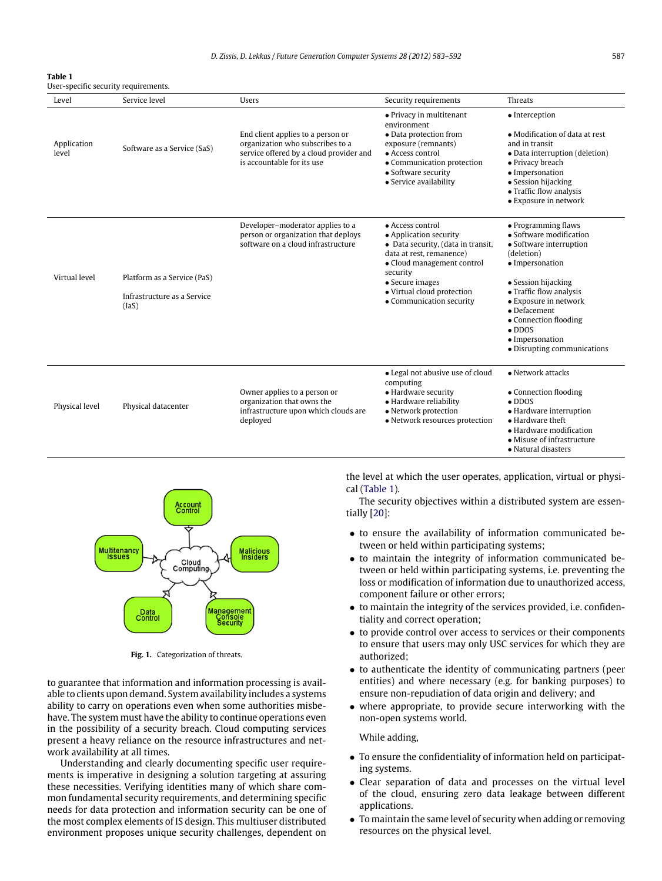**Table 1**
User-specific security requirements.

| Level | Service level | Users | Security requirements | Threats |
|---|---|---|---|---|
| Application level | Software as a Service (SaS) | End client applies to a person or organization who subscribes to a service offered by a cloud provider and is accountable for its use | • Privacy in multitenant environment<br>• Data protection from exposure (remnants)<br>• Access control<br>• Communication protection<br>• Software security<br>• Service availability | • Interception<br>• Modification of data at rest and in transit<br>• Data interruption (deletion)<br>• Privacy breach<br>• Impersonation<br>• Session hijacking<br>• Traffic flow analysis<br>• Exposure in network |
| Virtual level | Platform as a Service (PaS)<br>Infrastructure as a Service (IaS) | Developer–moderator applies to a person or organization that deploys software on a cloud infrastructure | • Access control<br>• Application security<br>• Data security, (data in transit, data at rest, remanence)<br>• Cloud management control security<br>• Secure images<br>• Virtual cloud protection<br>• Communication security | • Programming flaws<br>• Software modification<br>• Software interruption (deletion)<br>• Impersonation<br>• Session hijacking<br>• Traffic flow analysis<br>• Exposure in network<br>• Defacement<br>• Connection flooding<br>• DDOS<br>• Impersonation<br>• Disrupting communications |
| Physical level | Physical datacenter | Owner applies to a person or organization that owns the infrastructure upon which clouds are deployed | • Legal not abusive use of cloud computing<br>• Hardware security<br>• Hardware reliability<br>• Network protection<br>• Network resources protection | • Network attacks<br>• Connection flooding<br>• DDOS<br>• Hardware interruption<br>• Hardware theft<br>• Hardware modification<br>• Misuse of infrastructure<br>• Natural disasters |

**Fig. 1.** Categorization of threats.

to guarantee that information and information processing is available to clients upon demand. System availability includes a systems ability to carry on operations even when some authorities misbehave. The system must have the ability to continue operations even in the possibility of a security breach. Cloud computing services present a heavy reliance on the resource infrastructures and network availability at all times.

Understanding and clearly documenting specific user requirements is imperative in designing a solution targeting at assuring these necessities. Verifying identities many of which share common fundamental security requirements, and determining specific needs for data protection and information security can be one of the most complex elements of IS design. This multiuser distributed environment proposes unique security challenges, dependent on the level at which the user operates, application, virtual or physical (Table 1).

The security objectives within a distributed system are essentially [20]:

- to ensure the availability of information communicated between or held within participating systems;
- to maintain the integrity of information communicated between or held within participating systems, i.e. preventing the loss or modification of information due to unauthorized access, component failure or other errors;
- to maintain the integrity of the services provided, i.e. confidentiality and correct operation;
- to provide control over access to services or their components to ensure that users may only USC services for which they are authorized;
- to authenticate the identity of communicating partners (peer entities) and where necessary (e.g. for banking purposes) to ensure non-repudiation of data origin and delivery; and
- where appropriate, to provide secure interworking with the non-open systems world.

While adding,

- To ensure the confidentiality of information held on participating systems.
- Clear separation of data and processes on the virtual level of the cloud, ensuring zero data leakage between different applications.
- To maintain the same level of security when adding or removing resources on the physical level.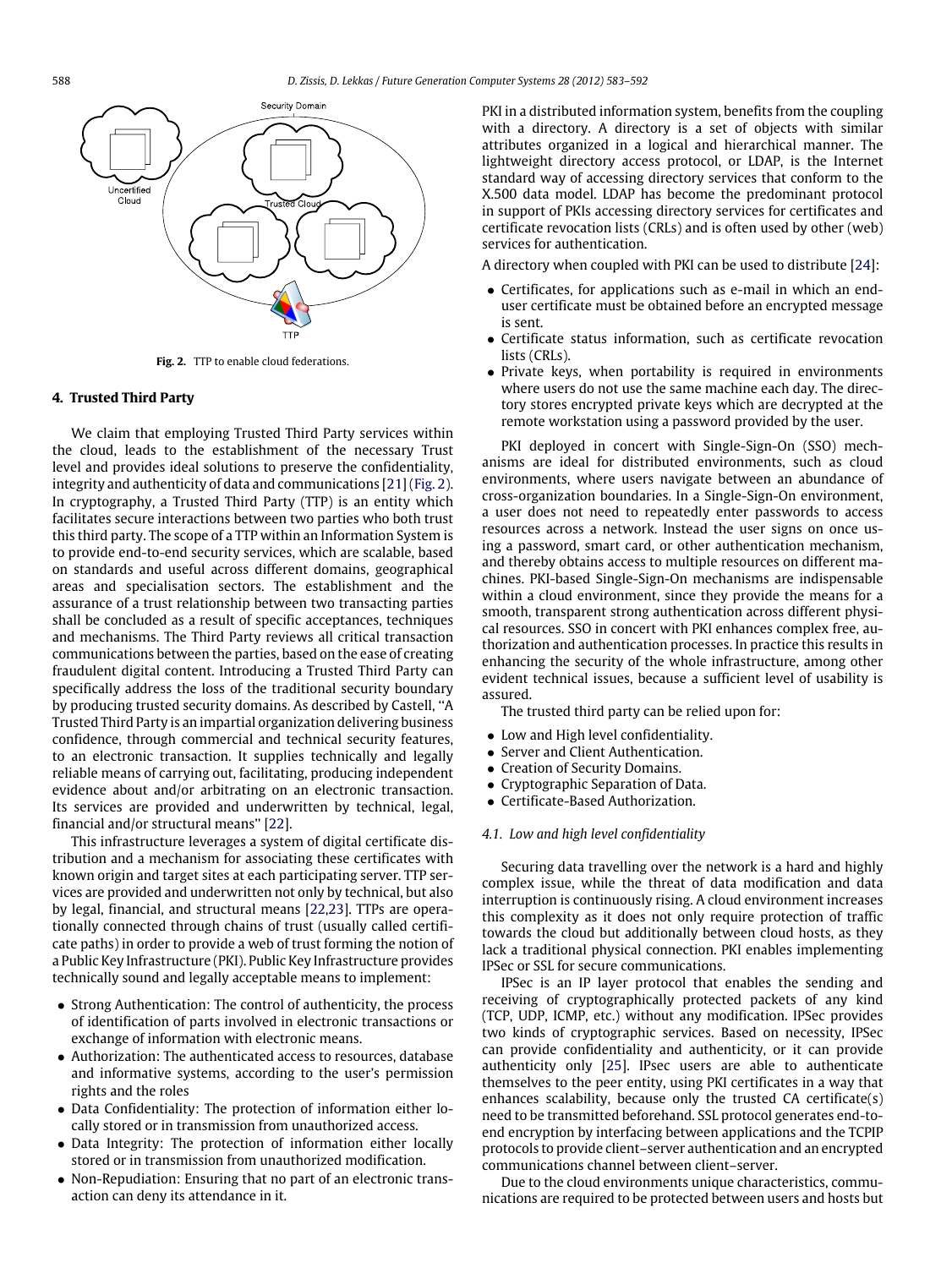Fig. 2. TTP to enable cloud federations.

## 4. Trusted Third Party

We claim that employing Trusted Third Party services within the cloud, leads to the establishment of the necessary Trust level and provides ideal solutions to preserve the confidentiality, integrity and authenticity of data and communications [21] (Fig. 2). In cryptography, a Trusted Third Party (TTP) is an entity which facilitates secure interactions between two parties who both trust this third party. The scope of a TTP within an Information System is to provide end-to-end security services, which are scalable, based on standards and useful across different domains, geographical areas and specialisation sectors. The establishment and the assurance of a trust relationship between two transacting parties shall be concluded as a result of specific acceptances, techniques and mechanisms. The Third Party reviews all critical transaction communications between the parties, based on the ease of creating fraudulent digital content. Introducing a Trusted Third Party can specifically address the loss of the traditional security boundary by producing trusted security domains. As described by Castell, "A Trusted Third Party is an impartial organization delivering business confidence, through commercial and technical security features, to an electronic transaction. It supplies technically and legally reliable means of carrying out, facilitating, producing independent evidence about and/or arbitrating on an electronic transaction. Its services are provided and underwritten by technical, legal, financial and/or structural means" [22].

This infrastructure leverages a system of digital certificate distribution and a mechanism for associating these certificates with known origin and target sites at each participating server. TTP services are provided and underwritten not only by technical, but also by legal, financial, and structural means [22,23]. TTPs are operationally connected through chains of trust (usually called certificate paths) in order to provide a web of trust forming the notion of a Public Key Infrastructure (PKI). Public Key Infrastructure provides technically sound and legally acceptable means to implement:

- Strong Authentication: The control of authenticity, the process of identification of parts involved in electronic transactions or exchange of information with electronic means.
- Authorization: The authenticated access to resources, database and informative systems, according to the user's permission rights and the roles
- Data Confidentiality: The protection of information either locally stored or in transmission from unauthorized access.
- Data Integrity: The protection of information either locally stored or in transmission from unauthorized modification.
- Non-Repudiation: Ensuring that no part of an electronic transaction can deny its attendance in it.

PKI in a distributed information system, benefits from the coupling with a directory. A directory is a set of objects with similar attributes organized in a logical and hierarchical manner. The lightweight directory access protocol, or LDAP, is the Internet standard way of accessing directory services that conform to the X.500 data model. LDAP has become the predominant protocol in support of PKIs accessing directory services for certificates and certificate revocation lists (CRLs) and is often used by other (web) services for authentication.

A directory when coupled with PKI can be used to distribute [24]:

- Certificates, for applications such as e-mail in which an end-user certificate must be obtained before an encrypted message is sent.
- Certificate status information, such as certificate revocation lists (CRLs).
- Private keys, when portability is required in environments where users do not use the same machine each day. The directory stores encrypted private keys which are decrypted at the remote workstation using a password provided by the user.

PKI deployed in concert with Single-Sign-On (SSO) mechanisms are ideal for distributed environments, such as cloud environments, where users navigate between an abundance of cross-organization boundaries. In a Single-Sign-On environment, a user does not need to repeatedly enter passwords to access resources across a network. Instead the user signs on once using a password, smart card, or other authentication mechanism, and thereby obtains access to multiple resources on different machines. PKI-based Single-Sign-On mechanisms are indispensable within a cloud environment, since they provide the means for a smooth, transparent strong authentication across different physical resources. SSO in concert with PKI enhances complex free, authorization and authentication processes. In practice this results in enhancing the security of the whole infrastructure, among other evident technical issues, because a sufficient level of usability is assured.

The trusted third party can be relied upon for:

- Low and High level confidentiality.
- Server and Client Authentication.
- Creation of Security Domains.
- Cryptographic Separation of Data.
- Certificate-Based Authorization.

### *4.1. Low and high level confidentiality*

Securing data travelling over the network is a hard and highly complex issue, while the threat of data modification and data interruption is continuously rising. A cloud environment increases this complexity as it does not only require protection of traffic towards the cloud but additionally between cloud hosts, as they lack a traditional physical connection. PKI enables implementing IPSec or SSL for secure communications.

IPSec is an IP layer protocol that enables the sending and receiving of cryptographically protected packets of any kind (TCP, UDP, ICMP, etc.) without any modification. IPSec provides two kinds of cryptographic services. Based on necessity, IPSec can provide confidentiality and authenticity, or it can provide authenticity only [25]. IPsec users are able to authenticate themselves to the peer entity, using PKI certificates in a way that enhances scalability, because only the trusted CA certificate(s) need to be transmitted beforehand. SSL protocol generates end-to-end encryption by interfacing between applications and the TCPIP protocols to provide client–server authentication and an encrypted communications channel between client–server.

Due to the cloud environments unique characteristics, communications are required to be protected between users and hosts but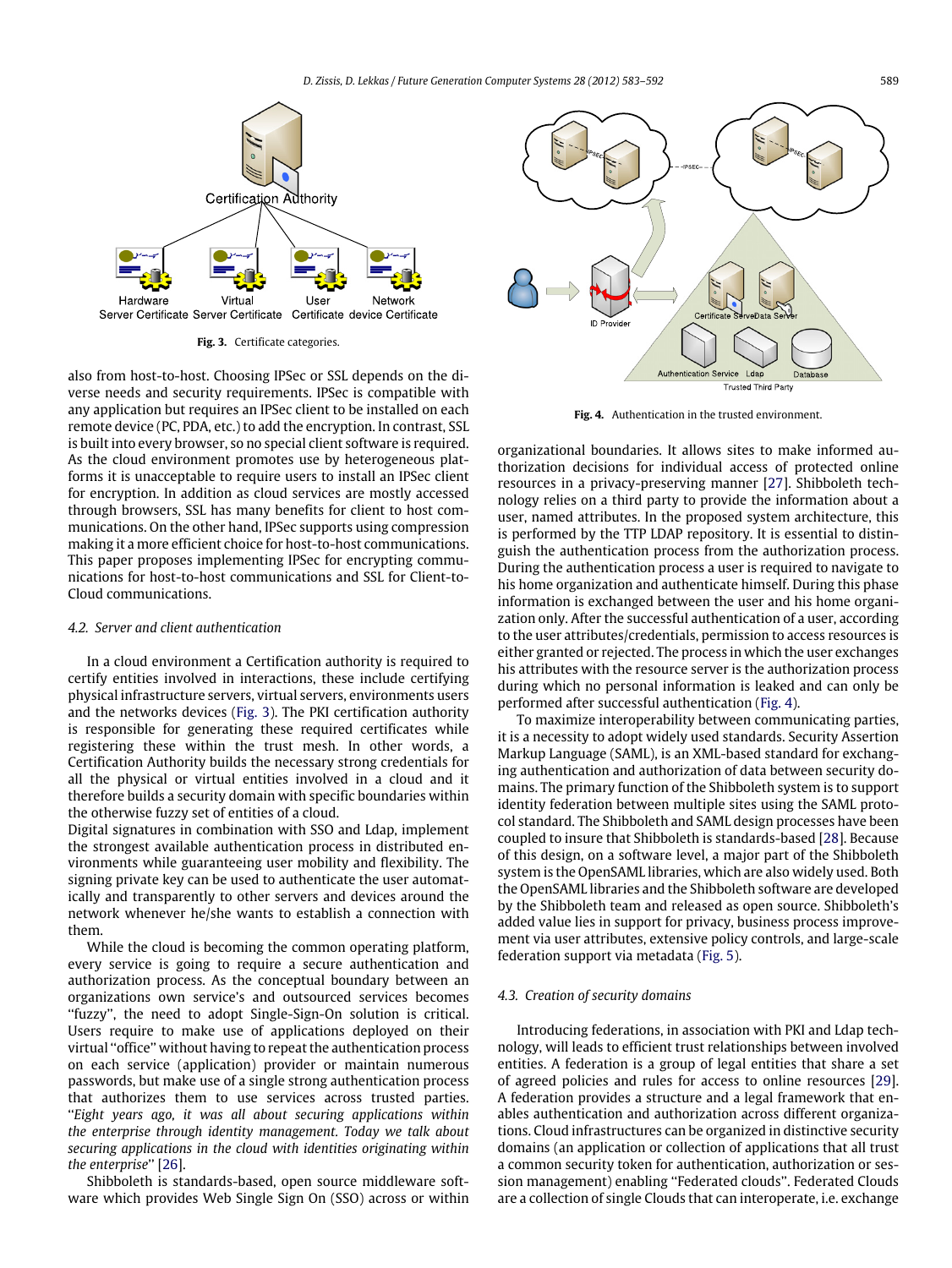Fig. 3. Certificate categories.

also from host-to-host. Choosing IPSec or SSL depends on the diverse needs and security requirements. IPSec is compatible with any application but requires an IPSec client to be installed on each remote device (PC, PDA, etc.) to add the encryption. In contrast, SSL is built into every browser, so no special client software is required. As the cloud environment promotes use by heterogeneous platforms it is unacceptable to require users to install an IPSec client for encryption. In addition as cloud services are mostly accessed through browsers, SSL has many benefits for client to host communications. On the other hand, IPSec supports using compression making it a more efficient choice for host-to-host communications. This paper proposes implementing IPSec for encrypting communications for host-to-host communications and SSL for Client-to-Cloud communications.

### 4.2. Server and client authentication

In a cloud environment a Certification authority is required to certify entities involved in interactions, these include certifying physical infrastructure servers, virtual servers, environments users and the networks devices (Fig. 3). The PKI certification authority is responsible for generating these required certificates while registering these within the trust mesh. In other words, a Certification Authority builds the necessary strong credentials for all the physical or virtual entities involved in a cloud and it therefore builds a security domain with specific boundaries within the otherwise fuzzy set of entities of a cloud.

Digital signatures in combination with SSO and Ldap, implement the strongest available authentication process in distributed environments while guaranteeing user mobility and flexibility. The signing private key can be used to authenticate the user automatically and transparently to other servers and devices around the network whenever he/she wants to establish a connection with them.

While the cloud is becoming the common operating platform, every service is going to require a secure authentication and authorization process. As the conceptual boundary between an organizations own service's and outsourced services becomes "fuzzy", the need to adopt Single-Sign-On solution is critical. Users require to make use of applications deployed on their virtual "office" without having to repeat the authentication process on each service (application) provider or maintain numerous passwords, but make use of a single strong authentication process that authorizes them to use services across trusted parties. "*Eight years ago, it was all about securing applications within the enterprise through identity management. Today we talk about securing applications in the cloud with identities originating within the enterprise*" [26].

Shibboleth is standards-based, open source middleware software which provides Web Single Sign On (SSO) across or within

Fig. 4. Authentication in the trusted environment.

organizational boundaries. It allows sites to make informed authorization decisions for individual access of protected online resources in a privacy-preserving manner [27]. Shibboleth technology relies on a third party to provide the information about a user, named attributes. In the proposed system architecture, this is performed by the TTP LDAP repository. It is essential to distinguish the authentication process from the authorization process. During the authentication process a user is required to navigate to his home organization and authenticate himself. During this phase information is exchanged between the user and his home organization only. After the successful authentication of a user, according to the user attributes/credentials, permission to access resources is either granted or rejected. The process in which the user exchanges his attributes with the resource server is the authorization process during which no personal information is leaked and can only be performed after successful authentication (Fig. 4).

To maximize interoperability between communicating parties, it is a necessity to adopt widely used standards. Security Assertion Markup Language (SAML), is an XML-based standard for exchanging authentication and authorization of data between security domains. The primary function of the Shibboleth system is to support identity federation between multiple sites using the SAML protocol standard. The Shibboleth and SAML design processes have been coupled to insure that Shibboleth is standards-based [28]. Because of this design, on a software level, a major part of the Shibboleth system is the OpenSAML libraries, which are also widely used. Both the OpenSAML libraries and the Shibboleth software are developed by the Shibboleth team and released as open source. Shibboleth's added value lies in support for privacy, business process improvement via user attributes, extensive policy controls, and large-scale federation support via metadata (Fig. 5).

### 4.3. Creation of security domains

Introducing federations, in association with PKI and Ldap technology, will leads to efficient trust relationships between involved entities. A federation is a group of legal entities that share a set of agreed policies and rules for access to online resources [29]. A federation provides a structure and a legal framework that enables authentication and authorization across different organizations. Cloud infrastructures can be organized in distinctive security domains (an application or collection of applications that all trust a common security token for authentication, authorization or session management) enabling "Federated clouds". Federated Clouds are a collection of single Clouds that can interoperate, i.e. exchange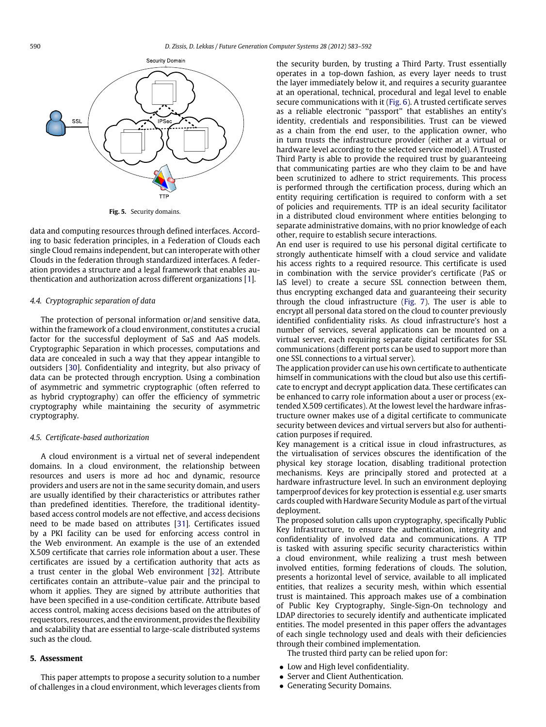Fig. 5. Security domains.

data and computing resources through defined interfaces. According to basic federation principles, in a Federation of Clouds each single Cloud remains independent, but can interoperate with other Clouds in the federation through standardized interfaces. A federation provides a structure and a legal framework that enables authentication and authorization across different organizations [1].

### 4.4. Cryptographic separation of data

The protection of personal information or/and sensitive data, within the framework of a cloud environment, constitutes a crucial factor for the successful deployment of SaS and AaS models. Cryptographic Separation in which processes, computations and data are concealed in such a way that they appear intangible to outsiders [30]. Confidentiality and integrity, but also privacy of data can be protected through encryption. Using a combination of asymmetric and symmetric cryptographic (often referred to as hybrid cryptography) can offer the efficiency of symmetric cryptography while maintaining the security of asymmetric cryptography.

### 4.5. Certificate-based authorization

A cloud environment is a virtual net of several independent domains. In a cloud environment, the relationship between resources and users is more ad hoc and dynamic, resource providers and users are not in the same security domain, and users are usually identified by their characteristics or attributes rather than predefined identities. Therefore, the traditional identity-based access control models are not effective, and access decisions need to be made based on attributes [31]. Certificates issued by a PKI facility can be used for enforcing access control in the Web environment. An example is the use of an extended X.509 certificate that carries role information about a user. These certificates are issued by a certification authority that acts as a trust center in the global Web environment [32]. Attribute certificates contain an attribute–value pair and the principal to whom it applies. They are signed by attribute authorities that have been specified in a use-condition certificate. Attribute based access control, making access decisions based on the attributes of requestors, resources, and the environment, provides the flexibility and scalability that are essential to large-scale distributed systems such as the cloud.

## 5. Assessment

This paper attempts to propose a security solution to a number of challenges in a cloud environment, which leverages clients from the security burden, by trusting a Third Party. Trust essentially operates in a top-down fashion, as every layer needs to trust the layer immediately below it, and requires a security guarantee at an operational, technical, procedural and legal level to enable secure communications with it (Fig. 6). A trusted certificate serves as a reliable electronic "passport" that establishes an entity's identity, credentials and responsibilities. Trust can be viewed as a chain from the end user, to the application owner, who in turn trusts the infrastructure provider (either at a virtual or hardware level according to the selected service model). A Trusted Third Party is able to provide the required trust by guaranteeing that communicating parties are who they claim to be and have been scrutinized to adhere to strict requirements. This process is performed through the certification process, during which an entity requiring certification is required to conform with a set of policies and requirements. TTP is an ideal security facilitator in a distributed cloud environment where entities belonging to separate administrative domains, with no prior knowledge of each other, require to establish secure interactions.

An end user is required to use his personal digital certificate to strongly authenticate himself with a cloud service and validate his access rights to a required resource. This certificate is used in combination with the service provider's certificate (PaS or IaS level) to create a secure SSL connection between them, thus encrypting exchanged data and guaranteeing their security through the cloud infrastructure (Fig. 7). The user is able to encrypt all personal data stored on the cloud to counter previously identified confidentiality risks. As cloud infrastructure's host a number of services, several applications can be mounted on a virtual server, each requiring separate digital certificates for SSL communications (different ports can be used to support more than one SSL connections to a virtual server).

The application provider can use his own certificate to authenticate himself in communications with the cloud but also use this certificate to encrypt and decrypt application data. These certificates can be enhanced to carry role information about a user or process (extended X.509 certificates). At the lowest level the hardware infrastructure owner makes use of a digital certificate to communicate security between devices and virtual servers but also for authentication purposes if required.

Key management is a critical issue in cloud infrastructures, as the virtualisation of services obscures the identification of the physical key storage location, disabling traditional protection mechanisms. Keys are principally stored and protected at a hardware infrastructure level. In such an environment deploying tamperproof devices for key protection is essential e.g. user smarts cards coupled with Hardware Security Module as part of the virtual deployment.

The proposed solution calls upon cryptography, specifically Public Key Infrastructure, to ensure the authentication, integrity and confidentiality of involved data and communications. A TTP is tasked with assuring specific security characteristics within a cloud environment, while realizing a trust mesh between involved entities, forming federations of clouds. The solution, presents a horizontal level of service, available to all implicated entities, that realizes a security mesh, within which essential trust is maintained. This approach makes use of a combination of Public Key Cryptography, Single-Sign-On technology and LDAP directories to securely identify and authenticate implicated entities. The model presented in this paper offers the advantages of each single technology used and deals with their deficiencies through their combined implementation.

The trusted third party can be relied upon for:

- Low and High level confidentiality.
- Server and Client Authentication.
- Generating Security Domains.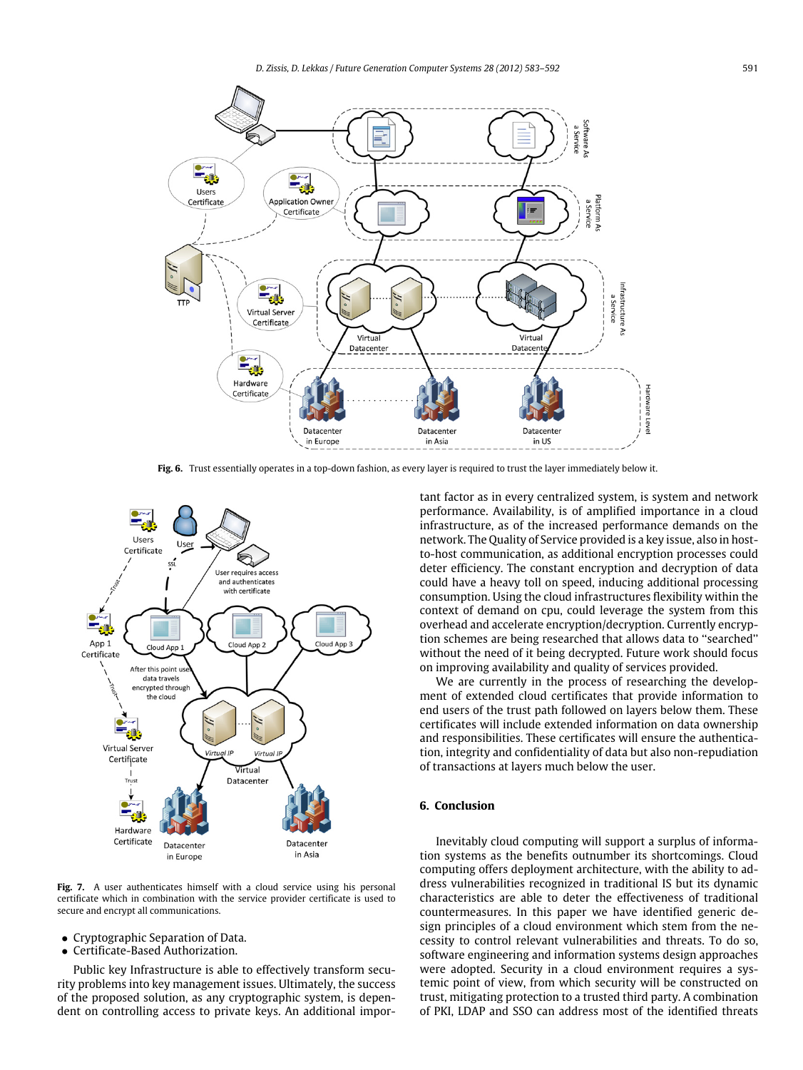Fig. 6. Trust essentially operates in a top-down fashion, as every layer is required to trust the layer immediately below it.

Fig. 7. A user authenticates himself with a cloud service using his personal certificate which in combination with the service provider certificate is used to secure and encrypt all communications.

- Cryptographic Separation of Data.
- Certificate-Based Authorization.

Public key Infrastructure is able to effectively transform security problems into key management issues. Ultimately, the success of the proposed solution, as any cryptographic system, is dependent on controlling access to private keys. An additional important factor as in every centralized system, is system and network performance. Availability, is of amplified importance in a cloud infrastructure, as of the increased performance demands on the network. The Quality of Service provided is a key issue, also in host-to-host communication, as additional encryption processes could deter efficiency. The constant encryption and decryption of data could have a heavy toll on speed, inducing additional processing consumption. Using the cloud infrastructures flexibility within the context of demand on cpu, could leverage the system from this overhead and accelerate encryption/decryption. Currently encryption schemes are being researched that allows data to "searched" without the need of it being decrypted. Future work should focus on improving availability and quality of services provided.

We are currently in the process of researching the development of extended cloud certificates that provide information to end users of the trust path followed on layers below them. These certificates will include extended information on data ownership and responsibilities. These certificates will ensure the authentication, integrity and confidentiality of data but also non-repudiation of transactions at layers much below the user.

## 6. Conclusion

Inevitably cloud computing will support a surplus of information systems as the benefits outnumber its shortcomings. Cloud computing offers deployment architecture, with the ability to address vulnerabilities recognized in traditional IS but its dynamic characteristics are able to deter the effectiveness of traditional countermeasures. In this paper we have identified generic design principles of a cloud environment which stem from the necessity to control relevant vulnerabilities and threats. To do so, software engineering and information systems design approaches were adopted. Security in a cloud environment requires a systemic point of view, from which security will be constructed on trust, mitigating protection to a trusted third party. A combination of PKI, LDAP and SSO can address most of the identified threats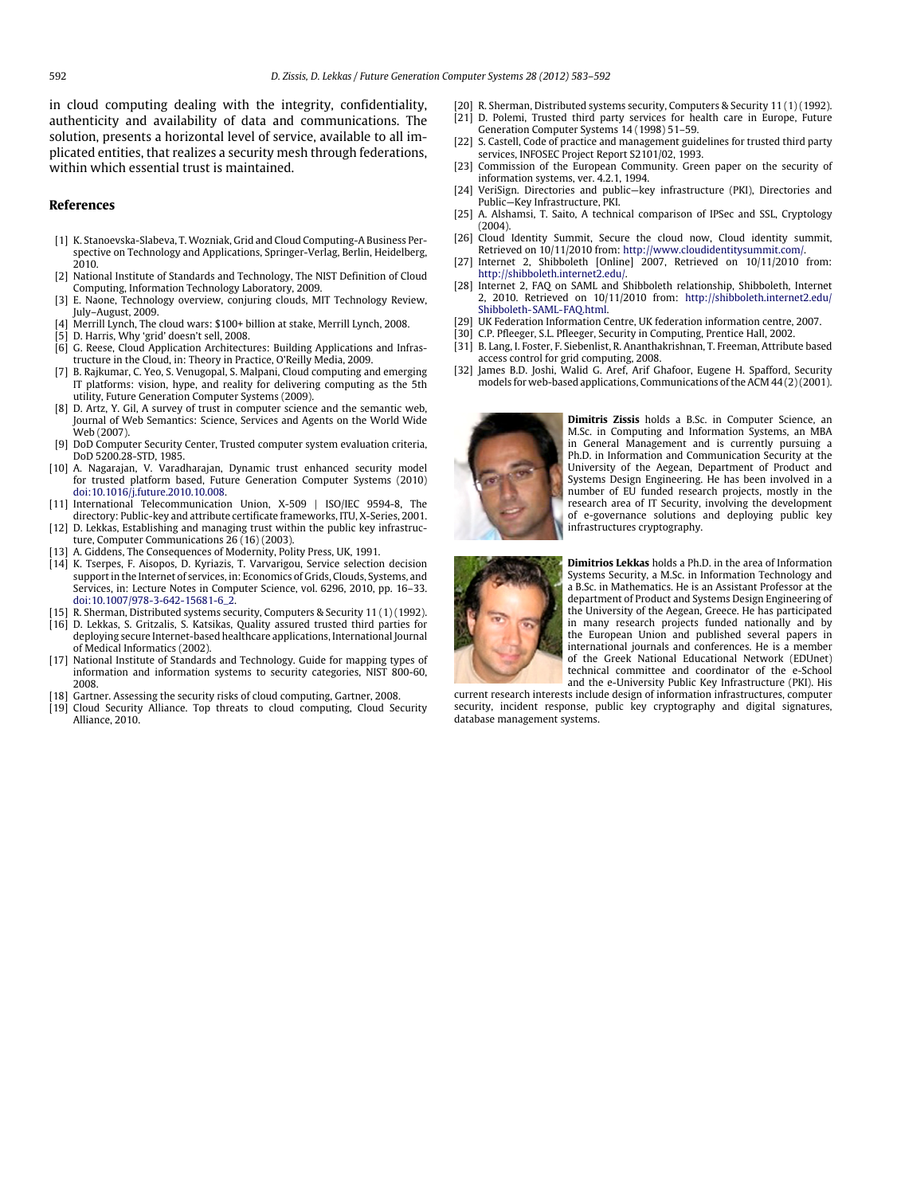in cloud computing dealing with the integrity, confidentiality, authenticity and availability of data and communications. The solution, presents a horizontal level of service, available to all implicated entities, that realizes a security mesh through federations, within which essential trust is maintained.

## References

[1] K. Stanoevska-Slabeva, T. Wozniak, Grid and Cloud Computing-A Business Perspective on Technology and Applications, Springer-Verlag, Berlin, Heidelberg, 2010.

[2] National Institute of Standards and Technology, The NIST Definition of Cloud Computing, Information Technology Laboratory, 2009.

[3] E. Naone, Technology overview, conjuring clouds, MIT Technology Review, July–August, 2009.

[4] Merrill Lynch, The cloud wars: $100+ billion at stake, Merrill Lynch, 2008.

[5] D. Harris, Why 'grid' doesn't sell, 2008.

[6] G. Reese, Cloud Application Architectures: Building Applications and Infrastructure in the Cloud, in: Theory in Practice, O'Reilly Media, 2009.

[7] B. Rajkumar, C. Yeo, S. Venugopal, S. Malpani, Cloud computing and emerging IT platforms: vision, hype, and reality for delivering computing as the 5th utility, Future Generation Computer Systems (2009).

[8] D. Artz, Y. Gil, A survey of trust in computer science and the semantic web, Journal of Web Semantics: Science, Services and Agents on the World Wide Web (2007).

[9] DoD Computer Security Center, Trusted computer system evaluation criteria, DoD 5200.28-STD, 1985.

[10] A. Nagarajan, V. Varadharajan, Dynamic trust enhanced security model for trusted platform based, Future Generation Computer Systems (2010) doi:10.1016/j.future.2010.10.008.

[11] International Telecommunication Union, X-509 | ISO/IEC 9594-8, The directory: Public-key and attribute certificate frameworks, ITU, X-Series, 2001.

[12] D. Lekkas, Establishing and managing trust within the public key infrastructure, Computer Communications 26 (16) (2003).

[13] A. Giddens, The Consequences of Modernity, Polity Press, UK, 1991.

[14] K. Tserpes, F. Aisopos, D. Kyriazis, T. Varvarigou, Service selection decision support in the Internet of services, in: Economics of Grids, Clouds, Systems, and Services, in: Lecture Notes in Computer Science, vol. 6296, 2010, pp. 16–33. doi:10.1007/978-3-642-15681-6_2.

[15] R. Sherman, Distributed systems security, Computers & Security 11 (1) (1992).

[16] D. Lekkas, S. Gritzalis, S. Katsikas, Quality assured trusted third parties for deploying secure Internet-based healthcare applications, International Journal of Medical Informatics (2002).

[17] National Institute of Standards and Technology. Guide for mapping types of information and information systems to security categories, NIST 800-60, 2008.

[18] Gartner. Assessing the security risks of cloud computing, Gartner, 2008.

[19] Cloud Security Alliance. Top threats to cloud computing, Cloud Security Alliance, 2010.

[20] R. Sherman, Distributed systems security, Computers & Security 11 (1) (1992).

[21] D. Polemi, Trusted third party services for health care in Europe, Future Generation Computer Systems 14 (1998) 51–59.

[22] S. Castell, Code of practice and management guidelines for trusted third party services, INFOSEC Project Report S2101/02, 1993.

[23] Commission of the European Community. Green paper on the security of information systems, ver. 4.2.1, 1994.

[24] VeriSign. Directories and public—key infrastructure (PKI), Directories and Public—Key Infrastructure, PKI.

[25] A. Alshamsi, T. Saito, A technical comparison of IPSec and SSL, Cryptology (2004).

[26] Cloud Identity Summit, Secure the cloud now, Cloud identity summit, Retrieved on 10/11/2010 from: http://www.cloudidentitysummit.com/.

[27] Internet 2, Shibboleth [Online] 2007, Retrieved on 10/11/2010 from: http://shibboleth.internet2.edu/.

[28] Internet 2, FAQ on SAML and Shibboleth relationship, Shibboleth, Internet 2, 2010. Retrieved on 10/11/2010 from: http://shibboleth.internet2.edu/Shibboleth-SAML-FAQ.html.

[29] UK Federation Information Centre, UK federation information centre, 2007.

[30] C.P. Pfleeger, S.L. Pfleeger, Security in Computing, Prentice Hall, 2002.

[31] B. Lang, I. Foster, F. Siebenlist, R. Ananthakrishnan, T. Freeman, Attribute based access control for grid computing, 2008.

[32] James B.D. Joshi, Walid G. Aref, Arif Ghafoor, Eugene H. Spafford, Security models for web-based applications, Communications of the ACM 44 (2) (2001).

**Dimitris Zissis** holds a B.Sc. in Computer Science, an M.Sc. in Computing and Information Systems, an MBA in General Management and is currently pursuing a Ph.D. in Information and Communication Security at the University of the Aegean, Department of Product and Systems Design Engineering. He has been involved in a number of EU funded research projects, mostly in the research area of IT Security, involving the development of e-governance solutions and deploying public key infrastructures cryptography.

**Dimitrios Lekkas** holds a Ph.D. in the area of Information Systems Security, a M.Sc. in Information Technology and a B.Sc. in Mathematics. He is an Assistant Professor at the department of Product and Systems Design Engineering of the University of the Aegean, Greece. He has participated in many research projects funded nationally and by the European Union and published several papers in international journals and conferences. He is a member of the Greek National Educational Network (EDUnet) technical committee and coordinator of the e-School and the e-University Public Key Infrastructure (PKI). His current research interests include design of information infrastructures, computer security, incident response, public key cryptography and digital signatures, database management systems.